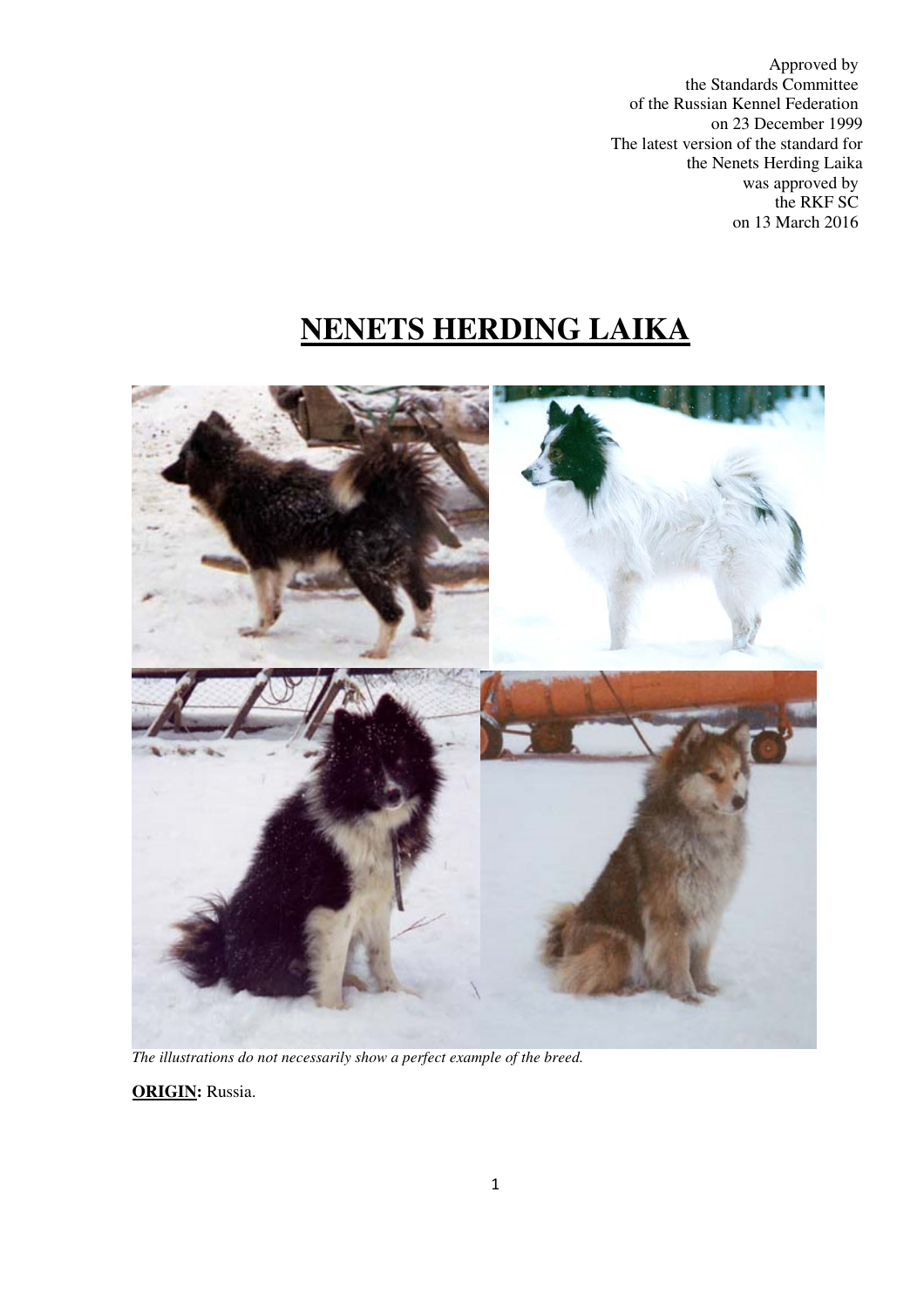Approved by
the Standards Committee
of the Russian Kennel Federation
on 23 December 1999
The latest version of the standard for
the Nenets Herding Laika
was approved by
the RKF SC
on 13 March 2016

# NENETS HERDING LAIKA

*The illustrations do not necessarily show a perfect example of the breed.*

**ORIGIN:** Russia.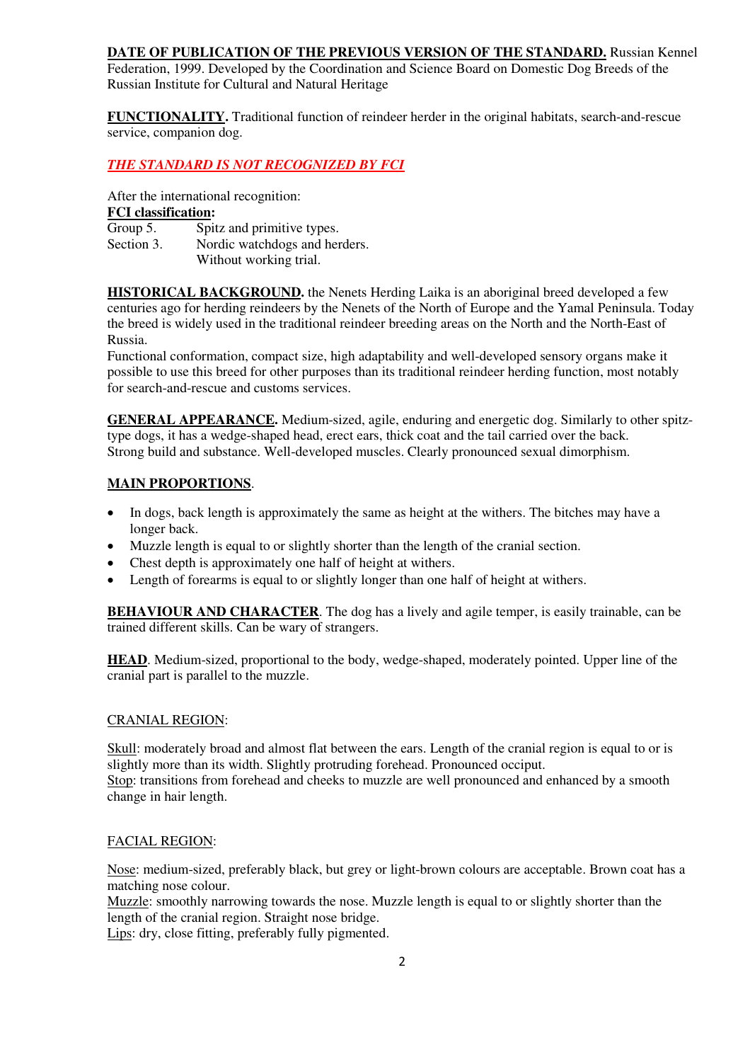**DATE OF PUBLICATION OF THE PREVIOUS VERSION OF THE STANDARD.** Russian Kennel Federation, 1999. Developed by the Coordination and Science Board on Domestic Dog Breeds of the Russian Institute for Cultural and Natural Heritage

**FUNCTIONALITY.** Traditional function of reindeer herder in the original habitats, search-and-rescue service, companion dog.

***THE STANDARD IS NOT RECOGNIZED BY FCI***

After the international recognition:

**FCI classification:**

Group 5. Spitz and primitive types.
Section 3. Nordic watchdogs and herders.
Without working trial.

**HISTORICAL BACKGROUND.** the Nenets Herding Laika is an aboriginal breed developed a few centuries ago for herding reindeers by the Nenets of the North of Europe and the Yamal Peninsula. Today the breed is widely used in the traditional reindeer breeding areas on the North and the North-East of Russia.
Functional conformation, compact size, high adaptability and well-developed sensory organs make it possible to use this breed for other purposes than its traditional reindeer herding function, most notably for search-and-rescue and customs services.

**GENERAL APPEARANCE.** Medium-sized, agile, enduring and energetic dog. Similarly to other spitz-type dogs, it has a wedge-shaped head, erect ears, thick coat and the tail carried over the back. Strong build and substance. Well-developed muscles. Clearly pronounced sexual dimorphism.

**MAIN PROPORTIONS.**

- In dogs, back length is approximately the same as height at the withers. The bitches may have a longer back.
- Muzzle length is equal to or slightly shorter than the length of the cranial section.
- Chest depth is approximately one half of height at withers.
- Length of forearms is equal to or slightly longer than one half of height at withers.

**BEHAVIOUR AND CHARACTER**. The dog has a lively and agile temper, is easily trainable, can be trained different skills. Can be wary of strangers.

**HEAD**. Medium-sized, proportional to the body, wedge-shaped, moderately pointed. Upper line of the cranial part is parallel to the muzzle.

CRANIAL REGION:

Skull: moderately broad and almost flat between the ears. Length of the cranial region is equal to or is slightly more than its width. Slightly protruding forehead. Pronounced occiput.
Stop: transitions from forehead and cheeks to muzzle are well pronounced and enhanced by a smooth change in hair length.

FACIAL REGION:

Nose: medium-sized, preferably black, but grey or light-brown colours are acceptable. Brown coat has a matching nose colour.
Muzzle: smoothly narrowing towards the nose. Muzzle length is equal to or slightly shorter than the length of the cranial region. Straight nose bridge.
Lips: dry, close fitting, preferably fully pigmented.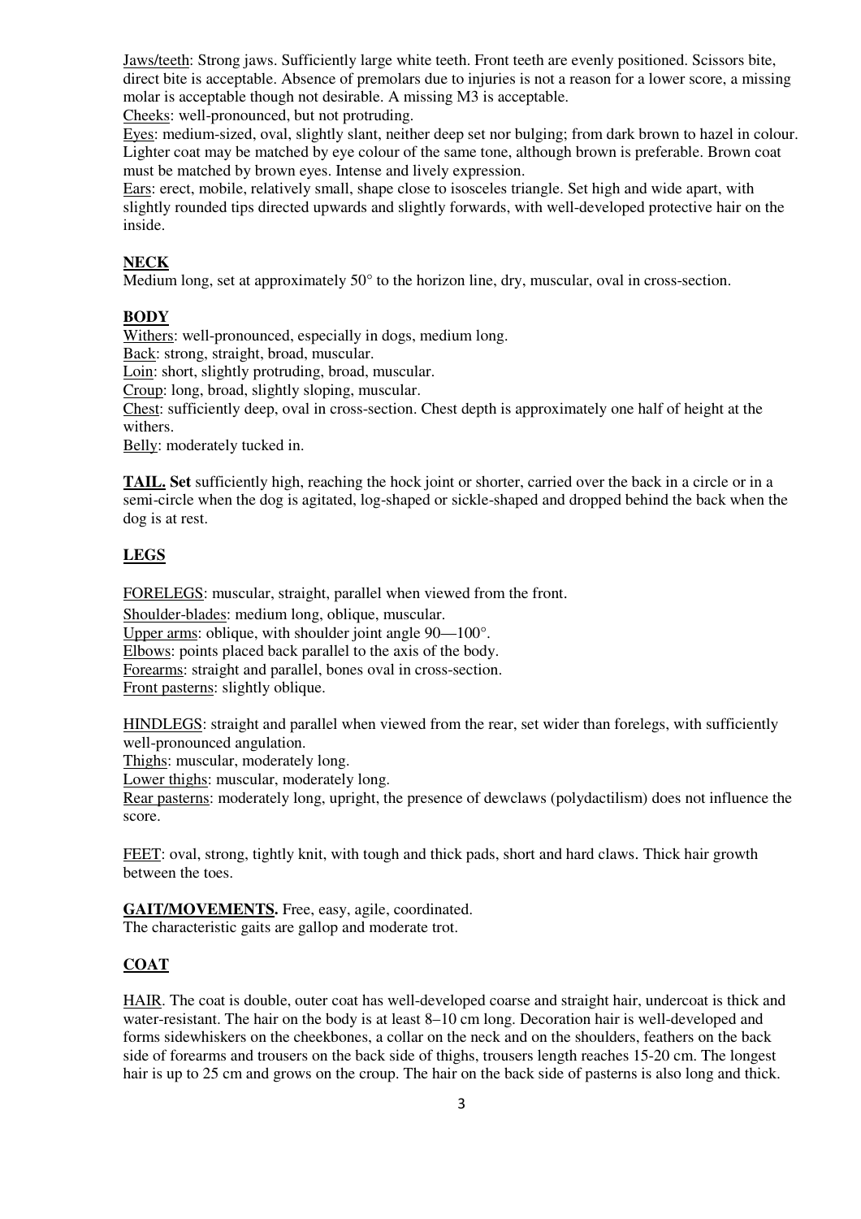Jaws/teeth: Strong jaws. Sufficiently large white teeth. Front teeth are evenly positioned. Scissors bite, direct bite is acceptable. Absence of premolars due to injuries is not a reason for a lower score, a missing molar is acceptable though not desirable. A missing M3 is acceptable.

Cheeks: well-pronounced, but not protruding.

Eyes: medium-sized, oval, slightly slant, neither deep set nor bulging; from dark brown to hazel in colour. Lighter coat may be matched by eye colour of the same tone, although brown is preferable. Brown coat must be matched by brown eyes. Intense and lively expression.

Ears: erect, mobile, relatively small, shape close to isosceles triangle. Set high and wide apart, with slightly rounded tips directed upwards and slightly forwards, with well-developed protective hair on the inside.

## NECK

Medium long, set at approximately 50° to the horizon line, dry, muscular, oval in cross-section.

## BODY

Withers: well-pronounced, especially in dogs, medium long.

Back: strong, straight, broad, muscular.

Loin: short, slightly protruding, broad, muscular.

Croup: long, broad, slightly sloping, muscular.

Chest: sufficiently deep, oval in cross-section. Chest depth is approximately one half of height at the withers.

Belly: moderately tucked in.

**TAIL. Set** sufficiently high, reaching the hock joint or shorter, carried over the back in a circle or in a semi-circle when the dog is agitated, log-shaped or sickle-shaped and dropped behind the back when the dog is at rest.

## LEGS

FORELEGS: muscular, straight, parallel when viewed from the front.

Shoulder-blades: medium long, oblique, muscular.

Upper arms: oblique, with shoulder joint angle 90—100°.

Elbows: points placed back parallel to the axis of the body.

Forearms: straight and parallel, bones oval in cross-section.

Front pasterns: slightly oblique.

HINDLEGS: straight and parallel when viewed from the rear, set wider than forelegs, with sufficiently well-pronounced angulation.

Thighs: muscular, moderately long.

Lower thighs: muscular, moderately long.

Rear pasterns: moderately long, upright, the presence of dewclaws (polydactilism) does not influence the score.

FEET: oval, strong, tightly knit, with tough and thick pads, short and hard claws. Thick hair growth between the toes.

**GAIT/MOVEMENTS.** Free, easy, agile, coordinated.
The characteristic gaits are gallop and moderate trot.

## COAT

HAIR. The coat is double, outer coat has well-developed coarse and straight hair, undercoat is thick and water-resistant. The hair on the body is at least 8–10 cm long. Decoration hair is well-developed and forms sidewhiskers on the cheekbones, a collar on the neck and on the shoulders, feathers on the back side of forearms and trousers on the back side of thighs, trousers length reaches 15-20 cm. The longest hair is up to 25 cm and grows on the croup. The hair on the back side of pasterns is also long and thick.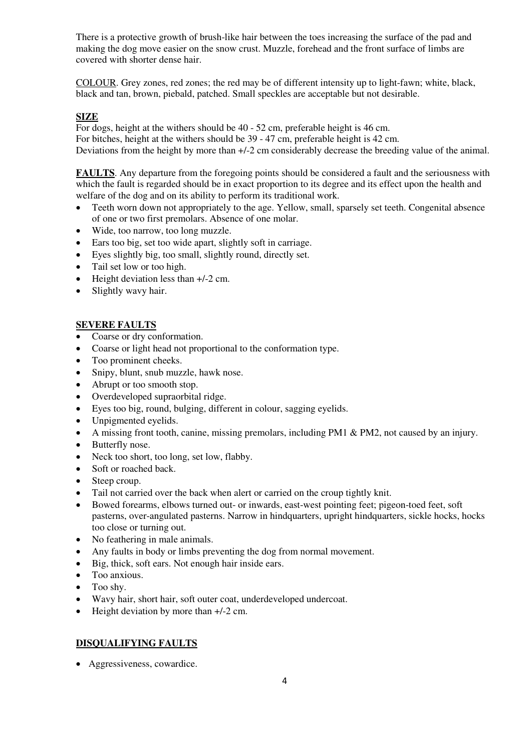There is a protective growth of brush-like hair between the toes increasing the surface of the pad and making the dog move easier on the snow crust. Muzzle, forehead and the front surface of limbs are covered with shorter dense hair.

COLOUR. Grey zones, red zones; the red may be of different intensity up to light-fawn; white, black, black and tan, brown, piebald, patched. Small speckles are acceptable but not desirable.

**SIZE**

For dogs, height at the withers should be 40 - 52 cm, preferable height is 46 cm.
For bitches, height at the withers should be 39 - 47 cm, preferable height is 42 cm.
Deviations from the height by more than +/-2 cm considerably decrease the breeding value of the animal.

**FAULTS**. Any departure from the foregoing points should be considered a fault and the seriousness with which the fault is regarded should be in exact proportion to its degree and its effect upon the health and welfare of the dog and on its ability to perform its traditional work.

- Teeth worn down not appropriately to the age. Yellow, small, sparsely set teeth. Congenital absence of one or two first premolars. Absence of one molar.
- Wide, too narrow, too long muzzle.
- Ears too big, set too wide apart, slightly soft in carriage.
- Eyes slightly big, too small, slightly round, directly set.
- Tail set low or too high.
- Height deviation less than +/-2 cm.
- Slightly wavy hair.

**SEVERE FAULTS**

- Coarse or dry conformation.
- Coarse or light head not proportional to the conformation type.
- Too prominent cheeks.
- Snipy, blunt, snub muzzle, hawk nose.
- Abrupt or too smooth stop.
- Overdeveloped supraorbital ridge.
- Eyes too big, round, bulging, different in colour, sagging eyelids.
- Unpigmented eyelids.
- A missing front tooth, canine, missing premolars, including PM1 & PM2, not caused by an injury.
- Butterfly nose.
- Neck too short, too long, set low, flabby.
- Soft or roached back.
- Steep croup.
- Tail not carried over the back when alert or carried on the croup tightly knit.
- Bowed forearms, elbows turned out- or inwards, east-west pointing feet; pigeon-toed feet, soft pasterns, over-angulated pasterns. Narrow in hindquarters, upright hindquarters, sickle hocks, hocks too close or turning out.
- No feathering in male animals.
- Any faults in body or limbs preventing the dog from normal movement.
- Big, thick, soft ears. Not enough hair inside ears.
- Too anxious.
- Too shy.
- Wavy hair, short hair, soft outer coat, underdeveloped undercoat.
- Height deviation by more than +/-2 cm.

**DISQUALIFYING FAULTS**

- Aggressiveness, cowardice.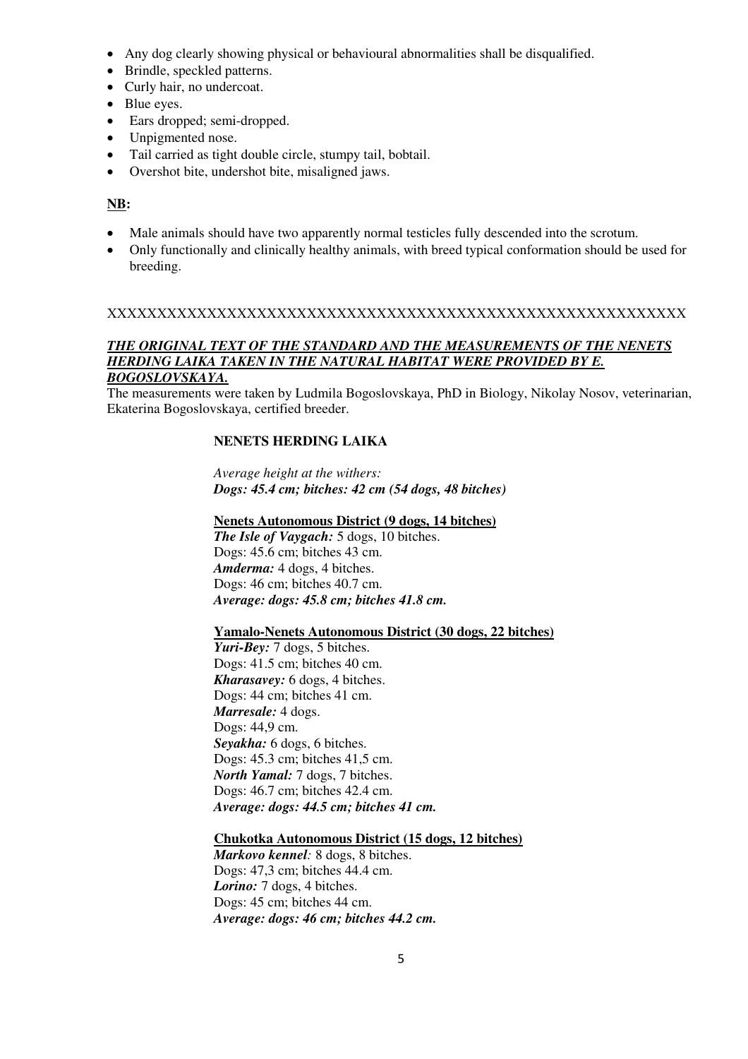- Any dog clearly showing physical or behavioural abnormalities shall be disqualified.
- Brindle, speckled patterns.
- Curly hair, no undercoat.
- Blue eyes.
- Ears dropped; semi-dropped.
- Unpigmented nose.
- Tail carried as tight double circle, stumpy tail, bobtail.
- Overshot bite, undershot bite, misaligned jaws.

**NB:**

- Male animals should have two apparently normal testicles fully descended into the scrotum.
- Only functionally and clinically healthy animals, with breed typical conformation should be used for breeding.

XXXXXXXXXXXXXXXXXXXXXXXXXXXXXXXXXXXXXXXXXXXXXXXXXXXXXXXXXX

***THE ORIGINAL TEXT OF THE STANDARD AND THE MEASUREMENTS OF THE NENETS HERDING LAIKA TAKEN IN THE NATURAL HABITAT WERE PROVIDED BY E. BOGOSLOVSKAYA.***

The measurements were taken by Ludmila Bogoslovskaya, PhD in Biology, Nikolay Nosov, veterinarian, Ekaterina Bogoslovskaya, certified breeder.

**NENETS HERDING LAIKA**

*Average height at the withers:*
***Dogs: 45.4 cm; bitches: 42 cm (54 dogs, 48 bitches)***

**Nenets Autonomous District (9 dogs, 14 bitches)**
***The Isle of Vaygach:*** 5 dogs, 10 bitches.
Dogs: 45.6 cm; bitches 43 cm.
***Amderma:*** 4 dogs, 4 bitches.
Dogs: 46 cm; bitches 40.7 cm.
***Average: dogs: 45.8 cm; bitches 41.8 cm.***

**Yamalo-Nenets Autonomous District (30 dogs, 22 bitches)**
***Yuri-Bey:*** 7 dogs, 5 bitches.
Dogs: 41.5 cm; bitches 40 cm.
***Kharasavey:*** 6 dogs, 4 bitches.
Dogs: 44 cm; bitches 41 cm.
***Marresale:*** 4 dogs.
Dogs: 44,9 cm.
***Seyakha:*** 6 dogs, 6 bitches.
Dogs: 45.3 cm; bitches 41,5 cm.
***North Yamal:*** 7 dogs, 7 bitches.
Dogs: 46.7 cm; bitches 42.4 cm.
***Average: dogs: 44.5 cm; bitches 41 cm.***

**Chukotka Autonomous District (15 dogs, 12 bitches)**
***Markovo kennel:*** 8 dogs, 8 bitches.
Dogs: 47,3 cm; bitches 44.4 cm.
***Lorino:*** 7 dogs, 4 bitches.
Dogs: 45 cm; bitches 44 cm.
***Average: dogs: 46 cm; bitches 44.2 cm.***